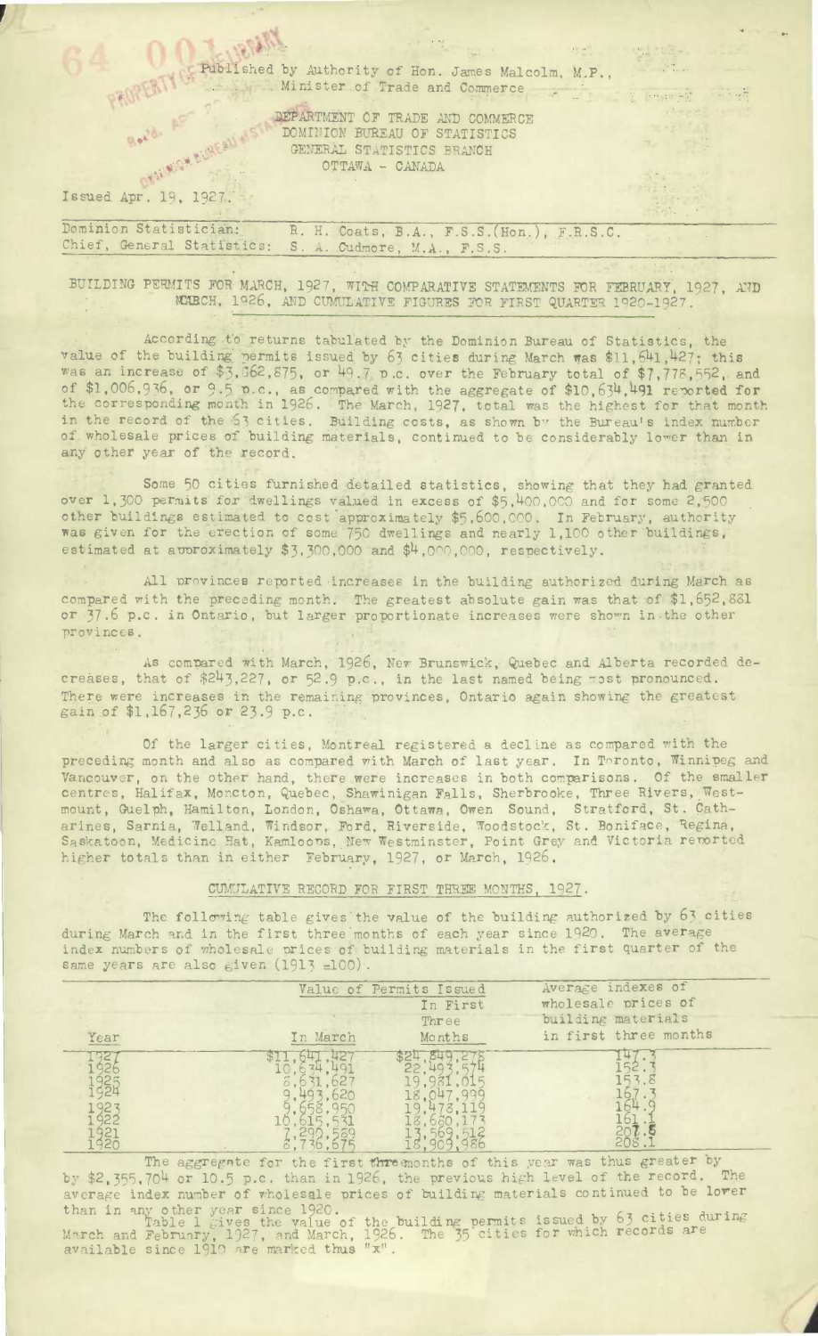Published by Authority of Hon. James Malcolm, M.P., Minister of Trade and Commerce

DEPARTMENT OF TRADE AND COMMERCE
DOMINION BUREAU OF STATISTICS
GENERAL STATISTICS BRANCH
OTTAWA - CANADA

Issued Apr. 19, 1927.

Dominion Statistician: R. H. Coats, B.A., F.S.S.(Hon.), F.R.S.C.
Chief, General Statistics: S. A. Cudmore, M.A., F.S.S.

BUILDING PERMITS FOR MARCH, 1927, WITH COMPARATIVE STATEMENTS FOR FEBRUARY, 1927, AND MARCH, 1926, AND CUMULATIVE FIGURES FOR FIRST QUARTER 1920-1927.

According to returns tabulated by the Dominion Bureau of Statistics, the value of the building permits issued by 63 cities during March was $11,641,427; this was an increase of $3,862,875, or 49.7 p.c. over the February total of $7,778,552, and of $1,006,936, or 9.5 p.c., as compared with the aggregate of $10,634,491 reported for the corresponding month in 1926. The March, 1927, total was the highest for that month in the record of the 63 cities. Building costs, as shown by the Bureau's index number of wholesale prices of building materials, continued to be considerably lower than in any other year of the record.

Some 50 cities furnished detailed statistics, showing that they had granted over 1,300 permits for dwellings valued in excess of $5,400,000 and for some 2,500 other buildings estimated to cost approximately $5,600,000. In February, authority was given for the erection of some 750 dwellings and nearly 1,100 other buildings, estimated at approximately $3,300,000 and $4,000,000, respectively.

All provinces reported increases in the building authorized during March as compared with the preceding month. The greatest absolute gain was that of $1,652,881 or 37.6 p.c. in Ontario, but larger proportionate increases were shown in the other provinces.

As compared with March, 1926, New Brunswick, Quebec and Alberta recorded decreases, that of $243,227, or 52.9 p.c., in the last named being most pronounced. There were increases in the remaining provinces, Ontario again showing the greatest gain of $1,167,236 or 23.9 p.c.

Of the larger cities, Montreal registered a decline as compared with the preceding month and also as compared with March of last year. In Toronto, Winnipeg and Vancouver, on the other hand, there were increases in both comparisons. Of the smaller centres, Halifax, Moncton, Quebec, Shawinigan Falls, Sherbrooke, Three Rivers, Westmount, Guelph, Hamilton, London, Oshawa, Ottawa, Owen Sound, Stratford, St. Catharines, Sarnia, Welland, Windsor, Ford, Riverside, Woodstock, St. Boniface, Regina, Saskatoon, Medicine Hat, Kamloops, New Westminster, Point Grey and Victoria reported higher totals than in either February, 1927, or March, 1926.

## CUMULATIVE RECORD FOR FIRST THREE MONTHS, 1927.

The following table gives the value of the building authorized by 63 cities during March and in the first three months of each year since 1920. The average index numbers of wholesale prices of building materials in the first quarter of the same years are also given (1913 =100).

| Year | Value of Permits Issued In March | Value of Permits Issued In First Three Months | Average indexes of wholesale prices of building materials in first three months |
|---|---|---|---|
| 1927 | $11,641,427 | $24,849,278 | 147.3 |
| 1926 | 10,634,491 | 22,493,574 | 152.3 |
| 1925 | 8,631,627 | 19,981,015 | 153.8 |
| 1924 | 9,493,620 | 18,047,999 | 167.3 |
| 1923 | 9,658,950 | 19,478,119 | 164.9 |
| 1922 | 10,615,531 | 18,680,173 | 161.1 |
| 1921 | 7,290,569 | 13,569,512 | 207.5 |
| 1920 | 8,736,675 | 18,909,986 | 208.1 |

The aggregate for the first three months of this year was thus greater by by $2,355,704 or 10.5 p.c. than in 1926, the previous high level of the record. The average index number of wholesale prices of building materials continued to be lower than in any other year since 1920.

Table 1 gives the value of the building permits issued by 63 cities during March and February, 1927, and March, 1926. The 35 cities for which records are available since 1910 are marked thus "x".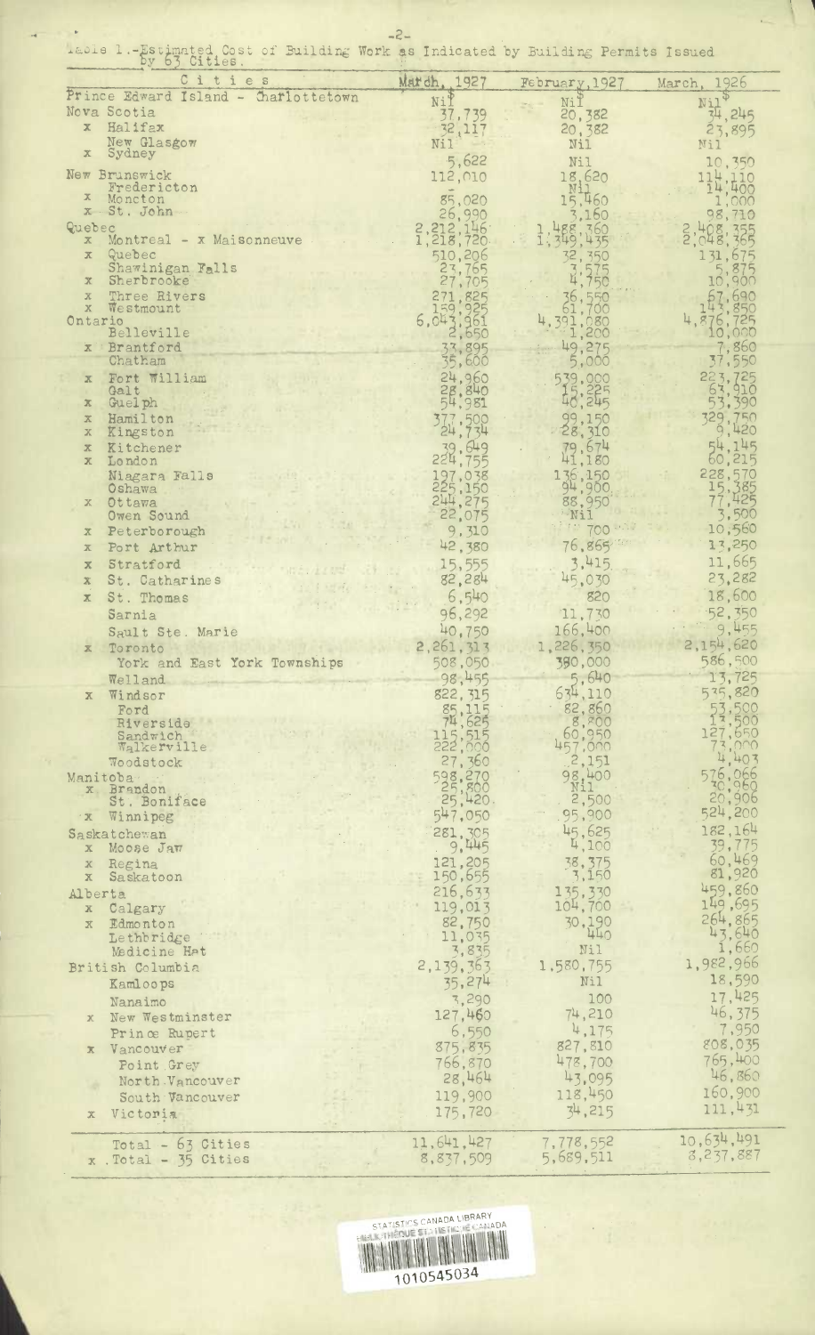Table 1.-Estimated Cost of Building Work as Indicated by Building Permits Issued by 63 Cities.

| Cities | March, 1927 | February, 1927 | March, 1926 |
|---|---|---|---|
| Prince Edward Island - Charlottetown | Nil$ | Nil$ | Nil$ |
| Nova Scotia | 37,739 | 20,382 | 34,245 |
| x Halifax | 32,117 | 20,382 | 23,895 |
| New Glasgow | Nil | Nil | Nil |
| x Sydney | 5,622 | Nil | 10,350 |
| New Brunswick | 112,010 | 18,620 | 114,110 |
| Fredericton | - | Nil | 14,400 |
| x Moncton | 85,020 | 15,460 | 1,000 |
| x St. John | 26,990 | 3,160 | 98,710 |
| Quebec | 2,212,146 | 1,488,360 | 2,408,355 |
| x Montreal - x Maisonneuve | 1,218,720 | 1,349,435 | 2,048,365 |
| x Quebec | 510,206 | 32,350 | 131,675 |
| Shawinigan Falls | 23,765 | 3,575 | 5,875 |
| x Sherbrooke | 27,705 | 4,750 | 10,900 |
| x Three Rivers | 271,825 | 36,550 | 67,690 |
| x Westmount | 159,925 | 61,700 | 143,850 |
| Ontario | 6,043,961 | 4,391,080 | 4,876,725 |
| Belleville | 2,650 | 1,200 | 10,000 |
| x Brantford | 33,895 | 49,275 | 7,860 |
| Chatham | 35,600 | 5,000 | 37,550 |
| x Fort William | 24,960 | 539,000 | 223,725 |
| Galt | 28,840 | 15,225 | 63,910 |
| x Guelph | 54,981 | 40,245 | 53,390 |
| x Hamilton | 377,500 | 99,150 | 329,750 |
| x Kingston | 24,734 | 28,310 | 9,420 |
| x Kitchener | 39,649 | 79,674 | 54,145 |
| x London | 224,755 | 41,180 | 60,215 |
| Niagara Falls | 197,038 | 136,150 | 228,570 |
| Oshawa | 225,150 | 94,900 | 15,385 |
| x Ottawa | 244,275 | 88,950 | 77,425 |
| Owen Sound | 22,075 | Nil | 3,500 |
| x Peterborough | 9,310 | 700 | 10,560 |
| x Port Arthur | 42,380 | 76,865 | 13,250 |
| x Stratford | 15,555 | 3,415 | 11,665 |
| x St. Catharines | 82,284 | 45,030 | 23,282 |
| x St. Thomas | 6,540 | 820 | 18,600 |
| Sarnia | 96,292 | 11,730 | 52,350 |
| Sault Ste. Marie | 40,750 | 166,400 | 9,455 |
| x Toronto | 2,261,313 | 1,226,350 | 2,154,620 |
| York and East York Townships | 508,050 | 380,000 | 586,500 |
| Welland | 98,455 | 5,640 | 13,725 |
| x Windsor | 822,315 | 634,110 | 535,820 |
| Ford | 85,115 | 82,860 | 53,500 |
| Riverside | 74,625 | 8,800 | 13,500 |
| Sandwich | 115,515 | 60,950 | 127,650 |
| Walkerville | 222,000 | 457,000 | 73,000 |
| Woodstock | 27,360 | 2,151 | 4,403 |
| Manitoba | 598,270 | 98,400 | 576,066 |
| x Brandon | 25,800 | Nil | 30,960 |
| St. Boniface | 25,420 | 2,500 | 20,906 |
| x Winnipeg | 547,050 | 95,900 | 524,200 |
| Saskatchewan | 281,305 | 45,625 | 182,164 |
| x Moose Jaw | 9,445 | 4,100 | 39,775 |
| x Regina | 121,205 | 38,375 | 60,469 |
| x Saskatoon | 150,655 | 3,150 | 81,920 |
| Alberta | 216,633 | 135,330 | 459,860 |
| x Calgary | 119,013 | 104,700 | 149,695 |
| x Edmonton | 82,750 | 30,190 | 264,865 |
| Lethbridge | 11,035 | 440 | 43,640 |
| Medicine Hat | 3,835 | Nil | 1,660 |
| British Columbia | 2,139,363 | 1,580,755 | 1,982,966 |
| Kamloops | 35,274 | Nil | 18,590 |
| Nanaimo | 3,290 | 100 | 17,425 |
| x New Westminster | 127,460 | 74,210 | 46,375 |
| Prince Rupert | 6,550 | 4,175 | 7,950 |
| x Vancouver | 875,835 | 827,810 | 808,035 |
| Point Grey | 766,870 | 478,700 | 765,400 |
| North Vancouver | 28,464 | 43,095 | 46,860 |
| South Vancouver | 119,900 | 118,450 | 160,900 |
| x Victoria | 175,720 | 34,215 | 111,431 |
| Total - 63 Cities | 11,641,427 | 7,778,552 | 10,634,491 |
| x Total - 35 Cities | 8,837,509 | 5,689,511 | 8,237,887 |